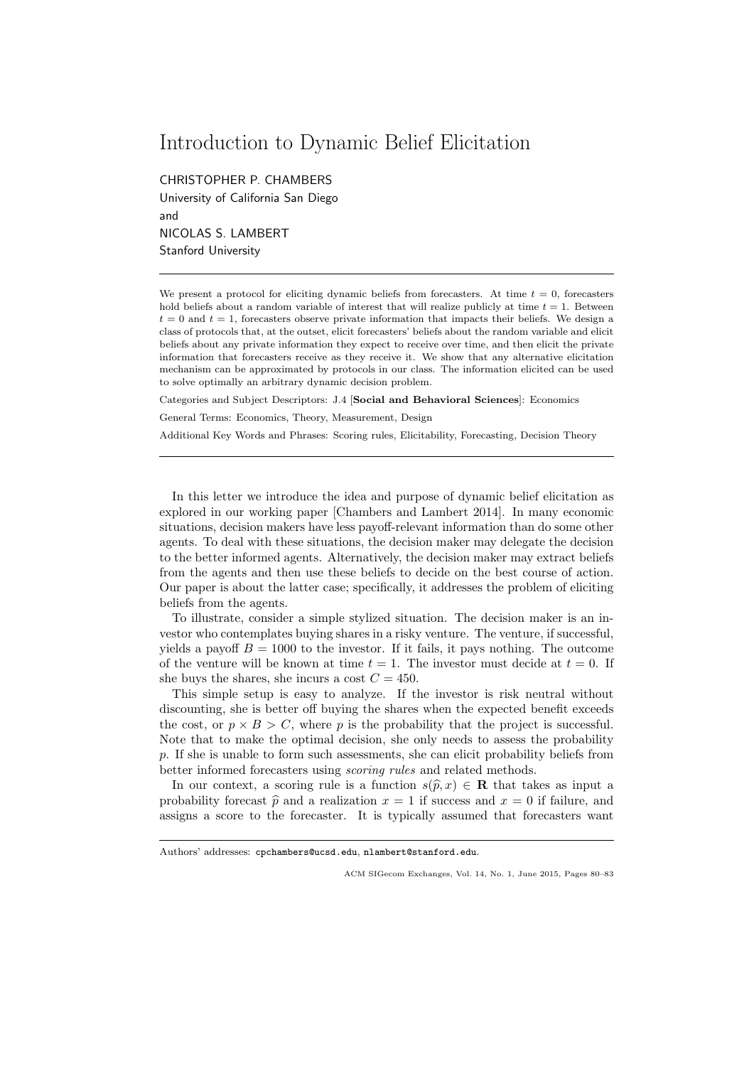# Introduction to Dynamic Belief Elicitation

CHRISTOPHER P. CHAMBERS
University of California San Diego
and
NICOLAS S. LAMBERT
Stanford University

---

We present a protocol for eliciting dynamic beliefs from forecasters. At time $t = 0$, forecasters hold beliefs about a random variable of interest that will realize publicly at time $t = 1$. Between $t = 0$ and $t = 1$, forecasters observe private information that impacts their beliefs. We design a class of protocols that, at the outset, elicit forecasters' beliefs about the random variable and elicit beliefs about any private information they expect to receive over time, and then elicit the private information that forecasters receive as they receive it. We show that any alternative elicitation mechanism can be approximated by protocols in our class. The information elicited can be used to solve optimally an arbitrary dynamic decision problem.

Categories and Subject Descriptors: J.4 [**Social and Behavioral Sciences**]: Economics

General Terms: Economics, Theory, Measurement, Design

Additional Key Words and Phrases: Scoring rules, Elicitability, Forecasting, Decision Theory

---

In this letter we introduce the idea and purpose of dynamic belief elicitation as explored in our working paper [Chambers and Lambert 2014]. In many economic situations, decision makers have less payoff-relevant information than do some other agents. To deal with these situations, the decision maker may delegate the decision to the better informed agents. Alternatively, the decision maker may extract beliefs from the agents and then use these beliefs to decide on the best course of action. Our paper is about the latter case; specifically, it addresses the problem of eliciting beliefs from the agents.

To illustrate, consider a simple stylized situation. The decision maker is an investor who contemplates buying shares in a risky venture. The venture, if successful, yields a payoff $B = 1000$ to the investor. If it fails, it pays nothing. The outcome of the venture will be known at time $t = 1$. The investor must decide at $t = 0$. If she buys the shares, she incurs a cost $C = 450$.

This simple setup is easy to analyze. If the investor is risk neutral without discounting, she is better off buying the shares when the expected benefit exceeds the cost, or $p \times B > C$, where $p$ is the probability that the project is successful. Note that to make the optimal decision, she only needs to assess the probability $p$. If she is unable to form such assessments, she can elicit probability beliefs from better informed forecasters using *scoring rules* and related methods.

In our context, a scoring rule is a function $s(\widehat{p}, x) \in \mathbf{R}$ that takes as input a probability forecast $\widehat{p}$ and a realization $x = 1$ if success and $x = 0$ if failure, and assigns a score to the forecaster. It is typically assumed that forecasters want

---

Authors' addresses: cpchambers@ucsd.edu, nlambert@stanford.edu.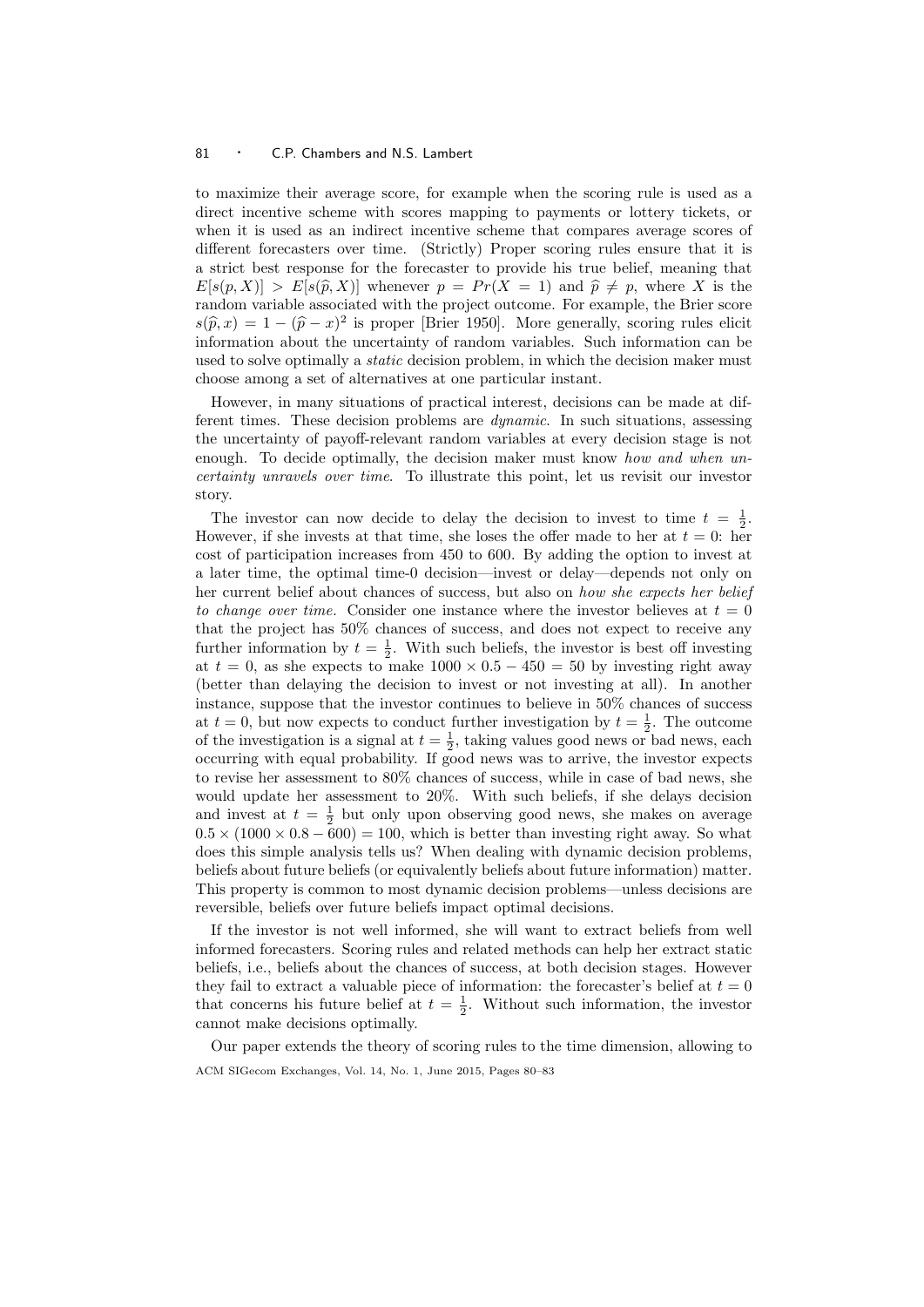to maximize their average score, for example when the scoring rule is used as a direct incentive scheme with scores mapping to payments or lottery tickets, or when it is used as an indirect incentive scheme that compares average scores of different forecasters over time. (Strictly) Proper scoring rules ensure that it is a strict best response for the forecaster to provide his true belief, meaning that $E[s(p, X)] > E[s(\widehat{p}, X)]$ whenever $p = Pr(X = 1)$ and $\widehat{p} \neq p$, where $X$ is the random variable associated with the project outcome. For example, the Brier score $s(\widehat{p}, x) = 1 - (\widehat{p} - x)^2$ is proper [Brier 1950]. More generally, scoring rules elicit information about the uncertainty of random variables. Such information can be used to solve optimally a *static* decision problem, in which the decision maker must choose among a set of alternatives at one particular instant.

However, in many situations of practical interest, decisions can be made at different times. These decision problems are *dynamic*. In such situations, assessing the uncertainty of payoff-relevant random variables at every decision stage is not enough. To decide optimally, the decision maker must know *how and when uncertainty unravels over time*. To illustrate this point, let us revisit our investor story.

The investor can now decide to delay the decision to invest to time $t = \frac{1}{2}$. However, if she invests at that time, she loses the offer made to her at $t = 0$: her cost of participation increases from 450 to 600. By adding the option to invest at a later time, the optimal time-0 decision—invest or delay—depends not only on her current belief about chances of success, but also on *how she expects her belief to change over time*. Consider one instance where the investor believes at $t = 0$ that the project has 50% chances of success, and does not expect to receive any further information by $t = \frac{1}{2}$. With such beliefs, the investor is best off investing at $t = 0$, as she expects to make $1000 \times 0.5 - 450 = 50$ by investing right away (better than delaying the decision to invest or not investing at all). In another instance, suppose that the investor continues to believe in 50% chances of success at $t = 0$, but now expects to conduct further investigation by $t = \frac{1}{2}$. The outcome of the investigation is a signal at $t = \frac{1}{2}$, taking values good news or bad news, each occurring with equal probability. If good news was to arrive, the investor expects to revise her assessment to 80% chances of success, while in case of bad news, she would update her assessment to 20%. With such beliefs, if she delays decision and invest at $t = \frac{1}{2}$ but only upon observing good news, she makes on average $0.5 \times (1000 \times 0.8 - 600) = 100$, which is better than investing right away. So what does this simple analysis tells us? When dealing with dynamic decision problems, beliefs about future beliefs (or equivalently beliefs about future information) matter. This property is common to most dynamic decision problems—unless decisions are reversible, beliefs over future beliefs impact optimal decisions.

If the investor is not well informed, she will want to extract beliefs from well informed forecasters. Scoring rules and related methods can help her extract static beliefs, i.e., beliefs about the chances of success, at both decision stages. However they fail to extract a valuable piece of information: the forecaster's belief at $t = 0$ that concerns his future belief at $t = \frac{1}{2}$. Without such information, the investor cannot make decisions optimally.

Our paper extends the theory of scoring rules to the time dimension, allowing to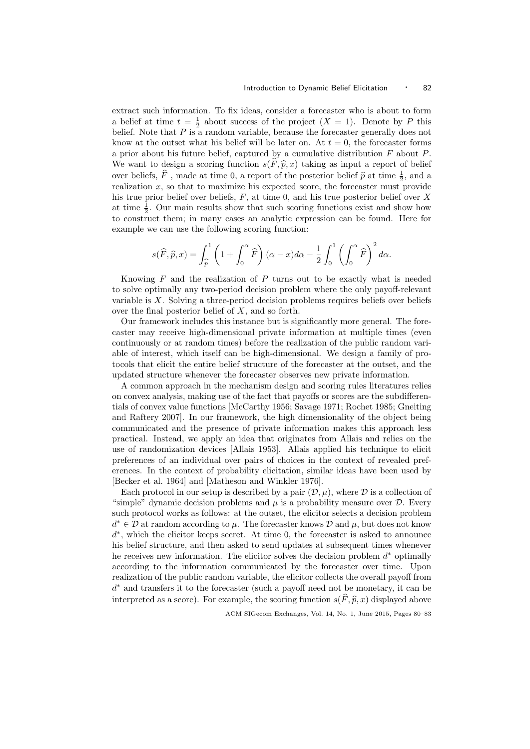extract such information. To fix ideas, consider a forecaster who is about to form a belief at time $t = \frac{1}{2}$ about success of the project ($X = 1$). Denote by $P$ this belief. Note that $P$ is a random variable, because the forecaster generally does not know at the outset what his belief will be later on. At $t = 0$, the forecaster forms a prior about his future belief, captured by a cumulative distribution $F$ about $P$. We want to design a scoring function $s(\widehat{F}, \widehat{p}, x)$ taking as input a report of belief over beliefs, $\widehat{F}$ , made at time 0, a report of the posterior belief $\widehat{p}$ at time $\frac{1}{2}$, and a realization $x$, so that to maximize his expected score, the forecaster must provide his true prior belief over beliefs, $F$, at time 0, and his true posterior belief over $X$ at time $\frac{1}{2}$. Our main results show that such scoring functions exist and show how to construct them; in many cases an analytic expression can be found. Here for example we can use the following scoring function:

$$s(\widehat{F}, \widehat{p}, x) = \int_{\widehat{p}}^{1} \left(1 + \int_{0}^{\alpha} \widehat{F}\right)(\alpha - x)d\alpha - \frac{1}{2}\int_{0}^{1}\left(\int_{0}^{\alpha} \widehat{F}\right)^{2} d\alpha.$$

Knowing $F$ and the realization of $P$ turns out to be exactly what is needed to solve optimally any two-period decision problem where the only payoff-relevant variable is $X$. Solving a three-period decision problems requires beliefs over beliefs over the final posterior belief of $X$, and so forth.

Our framework includes this instance but is significantly more general. The forecaster may receive high-dimensional private information at multiple times (even continuously or at random times) before the realization of the public random variable of interest, which itself can be high-dimensional. We design a family of protocols that elicit the entire belief structure of the forecaster at the outset, and the updated structure whenever the forecaster observes new private information.

A common approach in the mechanism design and scoring rules literatures relies on convex analysis, making use of the fact that payoffs or scores are the subdifferentials of convex value functions [McCarthy 1956; Savage 1971; Rochet 1985; Gneiting and Raftery 2007]. In our framework, the high dimensionality of the object being communicated and the presence of private information makes this approach less practical. Instead, we apply an idea that originates from Allais and relies on the use of randomization devices [Allais 1953]. Allais applied his technique to elicit preferences of an individual over pairs of choices in the context of revealed preferences. In the context of probability elicitation, similar ideas have been used by [Becker et al. 1964] and [Matheson and Winkler 1976].

Each protocol in our setup is described by a pair $(\mathcal{D}, \mu)$, where $\mathcal{D}$ is a collection of "simple" dynamic decision problems and $\mu$ is a probability measure over $\mathcal{D}$. Every such protocol works as follows: at the outset, the elicitor selects a decision problem $d^* \in \mathcal{D}$ at random according to $\mu$. The forecaster knows $\mathcal{D}$ and $\mu$, but does not know $d^*$, which the elicitor keeps secret. At time 0, the forecaster is asked to announce his belief structure, and then asked to send updates at subsequent times whenever he receives new information. The elicitor solves the decision problem $d^*$ optimally according to the information communicated by the forecaster over time. Upon realization of the public random variable, the elicitor collects the overall payoff from $d^*$ and transfers it to the forecaster (such a payoff need not be monetary, it can be interpreted as a score). For example, the scoring function $s(\widehat{F}, \widehat{p}, x)$ displayed above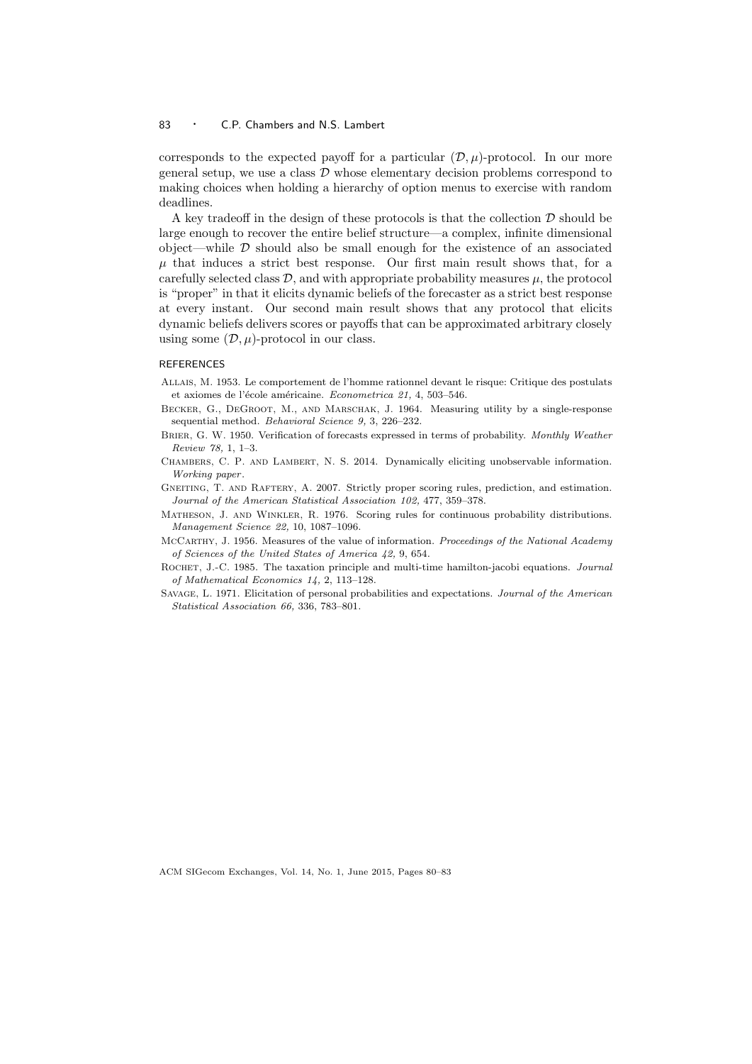corresponds to the expected payoff for a particular $(\mathcal{D}, \mu)$-protocol. In our more general setup, we use a class $\mathcal{D}$ whose elementary decision problems correspond to making choices when holding a hierarchy of option menus to exercise with random deadlines.

A key tradeoff in the design of these protocols is that the collection $\mathcal{D}$ should be large enough to recover the entire belief structure—a complex, infinite dimensional object—while $\mathcal{D}$ should also be small enough for the existence of an associated $\mu$ that induces a strict best response. Our first main result shows that, for a carefully selected class $\mathcal{D}$, and with appropriate probability measures $\mu$, the protocol is "proper" in that it elicits dynamic beliefs of the forecaster as a strict best response at every instant. Our second main result shows that any protocol that elicits dynamic beliefs delivers scores or payoffs that can be approximated arbitrary closely using some $(\mathcal{D}, \mu)$-protocol in our class.

## REFERENCES

Allais, M. 1953. Le comportement de l'homme rationnel devant le risque: Critique des postulats et axiomes de l'école américaine. *Econometrica 21,* 4, 503–546.

Becker, G., DeGroot, M., and Marschak, J. 1964. Measuring utility by a single-response sequential method. *Behavioral Science 9,* 3, 226–232.

Brier, G. W. 1950. Verification of forecasts expressed in terms of probability. *Monthly Weather Review 78,* 1, 1–3.

Chambers, C. P. and Lambert, N. S. 2014. Dynamically eliciting unobservable information. *Working paper*.

Gneiting, T. and Raftery, A. 2007. Strictly proper scoring rules, prediction, and estimation. *Journal of the American Statistical Association 102,* 477, 359–378.

Matheson, J. and Winkler, R. 1976. Scoring rules for continuous probability distributions. *Management Science 22,* 10, 1087–1096.

McCarthy, J. 1956. Measures of the value of information. *Proceedings of the National Academy of Sciences of the United States of America 42,* 9, 654.

Rochet, J.-C. 1985. The taxation principle and multi-time hamilton-jacobi equations. *Journal of Mathematical Economics 14,* 2, 113–128.

Savage, L. 1971. Elicitation of personal probabilities and expectations. *Journal of the American Statistical Association 66,* 336, 783–801.